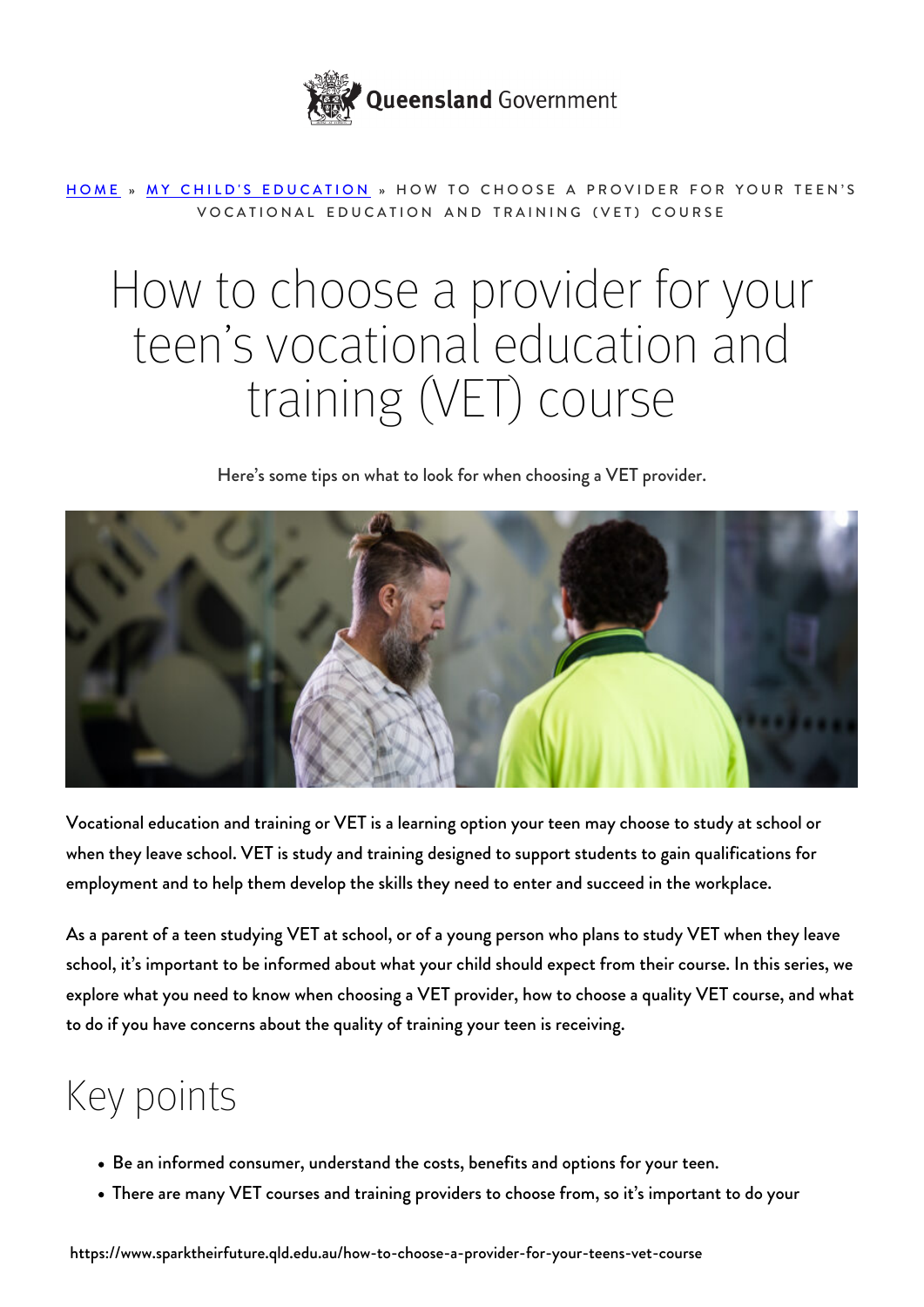Queensland Government

HOME » MY CHILD'S EDUCATION » HOW TO CHOOSE A PROVIDER FOR YOUR TEEN'S VOCATIONAL EDUCATION AND TRAINING (VET) COURSE

# How to choose a provider for your teen's vocational education and training (VET) course

Here's some tips on what to look for when choosing a VET provider.

Vocational education and training or VET is a learning option your teen may choose to study at school or when they leave school. VET is study and training designed to support students to gain qualifications for employment and to help them develop the skills they need to enter and succeed in the workplace.

As a parent of a teen studying VET at school, or of a young person who plans to study VET when they leave school, it's important to be informed about what your child should expect from their course. In this series, we explore what you need to know when choosing a VET provider, how to choose a quality VET course, and what to do if you have concerns about the quality of training your teen is receiving.

## Key points

- Be an informed consumer, understand the costs, benefits and options for your teen.
- There are many VET courses and training providers to choose from, so it's important to do your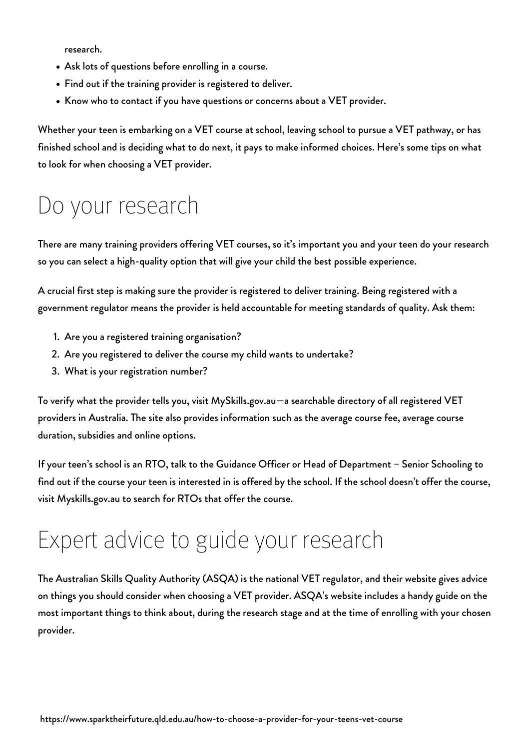research.

- Ask lots of questions before enrolling in a course.
- Find out if the training provider is registered to deliver.
- Know who to contact if you have questions or concerns about a VET provider.

Whether your teen is embarking on a VET course at school, leaving school to pursue a VET pathway, or has finished school and is deciding what to do next, it pays to make informed choices. Here's some tips on what to look for when choosing a VET provider.

# Do your research

There are many training providers offering VET courses, so it's important you and your teen do your research so you can select a high-quality option that will give your child the best possible experience.

A crucial first step is making sure the provider is registered to deliver training. Being registered with a government regulator means the provider is held accountable for meeting standards of quality. Ask them:

1. Are you a registered training organisation?
2. Are you registered to deliver the course my child wants to undertake?
3. What is your registration number?

To verify what the provider tells you, visit MySkills.gov.au—a searchable directory of all registered VET providers in Australia. The site also provides information such as the average course fee, average course duration, subsidies and online options.

If your teen's school is an RTO, talk to the Guidance Officer or Head of Department – Senior Schooling to find out if the course your teen is interested in is offered by the school. If the school doesn't offer the course, visit Myskills.gov.au to search for RTOs that offer the course.

# Expert advice to guide your research

The Australian Skills Quality Authority (ASQA) is the national VET regulator, and their website gives advice on things you should consider when choosing a VET provider. ASQA's website includes a handy guide on the most important things to think about, during the research stage and at the time of enrolling with your chosen provider.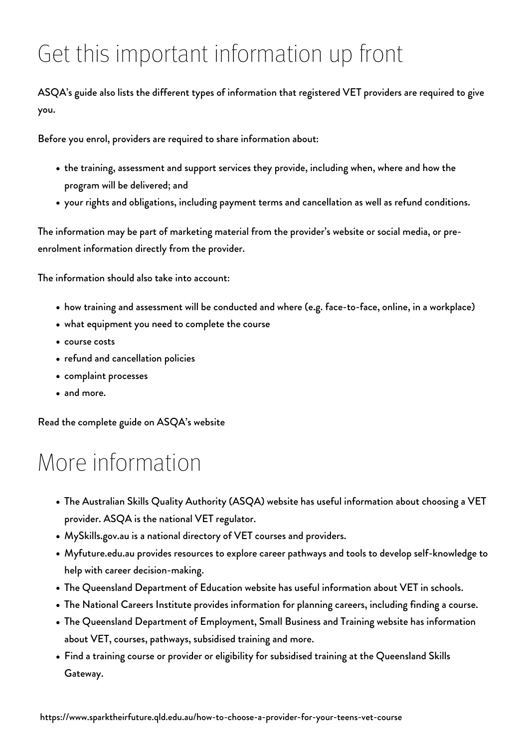# Get this important information up front

ASQA's guide also lists the different types of information that registered VET providers are required to give you.

Before you enrol, providers are required to share information about:

- the training, assessment and support services they provide, including when, where and how the program will be delivered; and
- your rights and obligations, including payment terms and cancellation as well as refund conditions.

The information may be part of marketing material from the provider's website or social media, or pre-enrolment information directly from the provider.

The information should also take into account:

- how training and assessment will be conducted and where (e.g. face-to-face, online, in a workplace)
- what equipment you need to complete the course
- course costs
- refund and cancellation policies
- complaint processes
- and more.

Read the complete guide on ASQA's website

# More information

- The Australian Skills Quality Authority (ASQA) website has useful information about choosing a VET provider. ASQA is the national VET regulator.
- MySkills.gov.au is a national directory of VET courses and providers.
- Myfuture.edu.au provides resources to explore career pathways and tools to develop self-knowledge to help with career decision-making.
- The Queensland Department of Education website has useful information about VET in schools.
- The National Careers Institute provides information for planning careers, including finding a course.
- The Queensland Department of Employment, Small Business and Training website has information about VET, courses, pathways, subsidised training and more.
- Find a training course or provider or eligibility for subsidised training at the Queensland Skills Gateway.

https://www.sparktheirfuture.qld.edu.au/how-to-choose-a-provider-for-your-teens-vet-course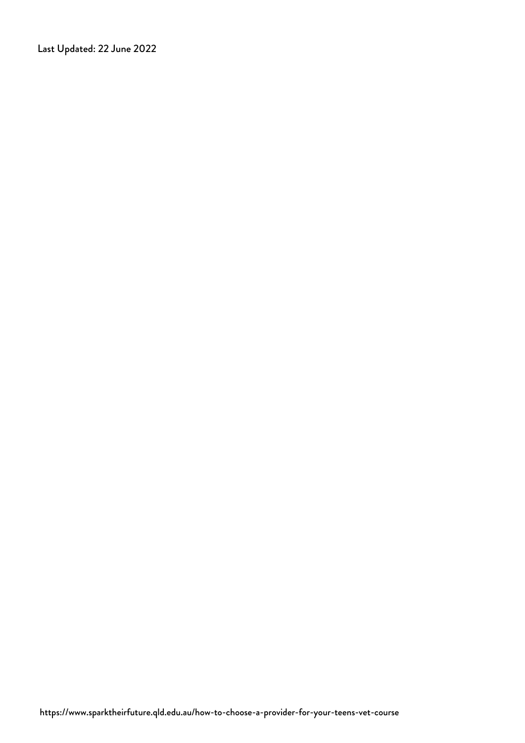Last Updated: 22 June 2022

https://www.sparktheirfuture.qld.edu.au/how-to-choose-a-provider-for-your-teens-vet-course